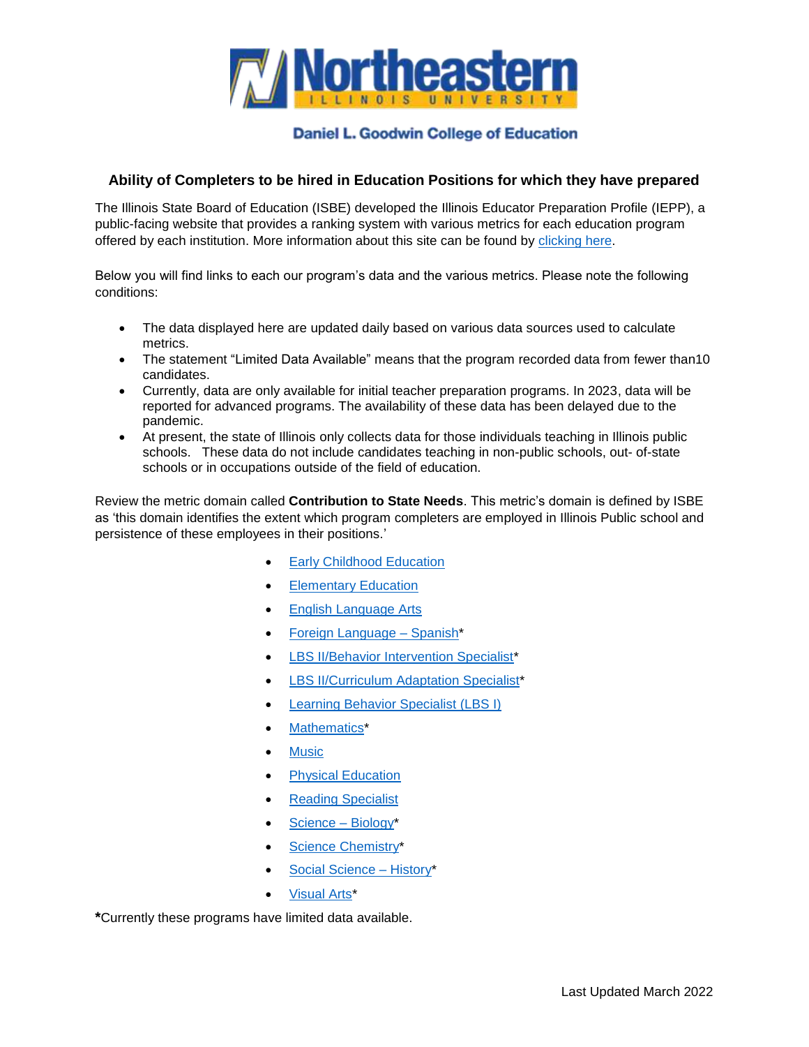# Northeastern Illinois University

## Daniel L. Goodwin College of Education

### Ability of Completers to be hired in Education Positions for which they have prepared

The Illinois State Board of Education (ISBE) developed the Illinois Educator Preparation Profile (IEPP), a public-facing website that provides a ranking system with various metrics for each education program offered by each institution. More information about this site can be found by clicking here.

Below you will find links to each our program's data and the various metrics. Please note the following conditions:

- The data displayed here are updated daily based on various data sources used to calculate metrics.
- The statement "Limited Data Available" means that the program recorded data from fewer than10 candidates.
- Currently, data are only available for initial teacher preparation programs. In 2023, data will be reported for advanced programs. The availability of these data has been delayed due to the pandemic.
- At present, the state of Illinois only collects data for those individuals teaching in Illinois public schools. These data do not include candidates teaching in non-public schools, out- of-state schools or in occupations outside of the field of education.

Review the metric domain called **Contribution to State Needs**. This metric's domain is defined by ISBE as 'this domain identifies the extent which program completers are employed in Illinois Public school and persistence of these employees in their positions.'

- Early Childhood Education
- Elementary Education
- English Language Arts
- Foreign Language – Spanish*
- LBS II/Behavior Intervention Specialist*
- LBS II/Curriculum Adaptation Specialist*
- Learning Behavior Specialist (LBS I)
- Mathematics*
- Music
- Physical Education
- Reading Specialist
- Science – Biology*
- Science Chemistry*
- Social Science – History*
- Visual Arts*

***Currently these programs have limited data available.

Last Updated March 2022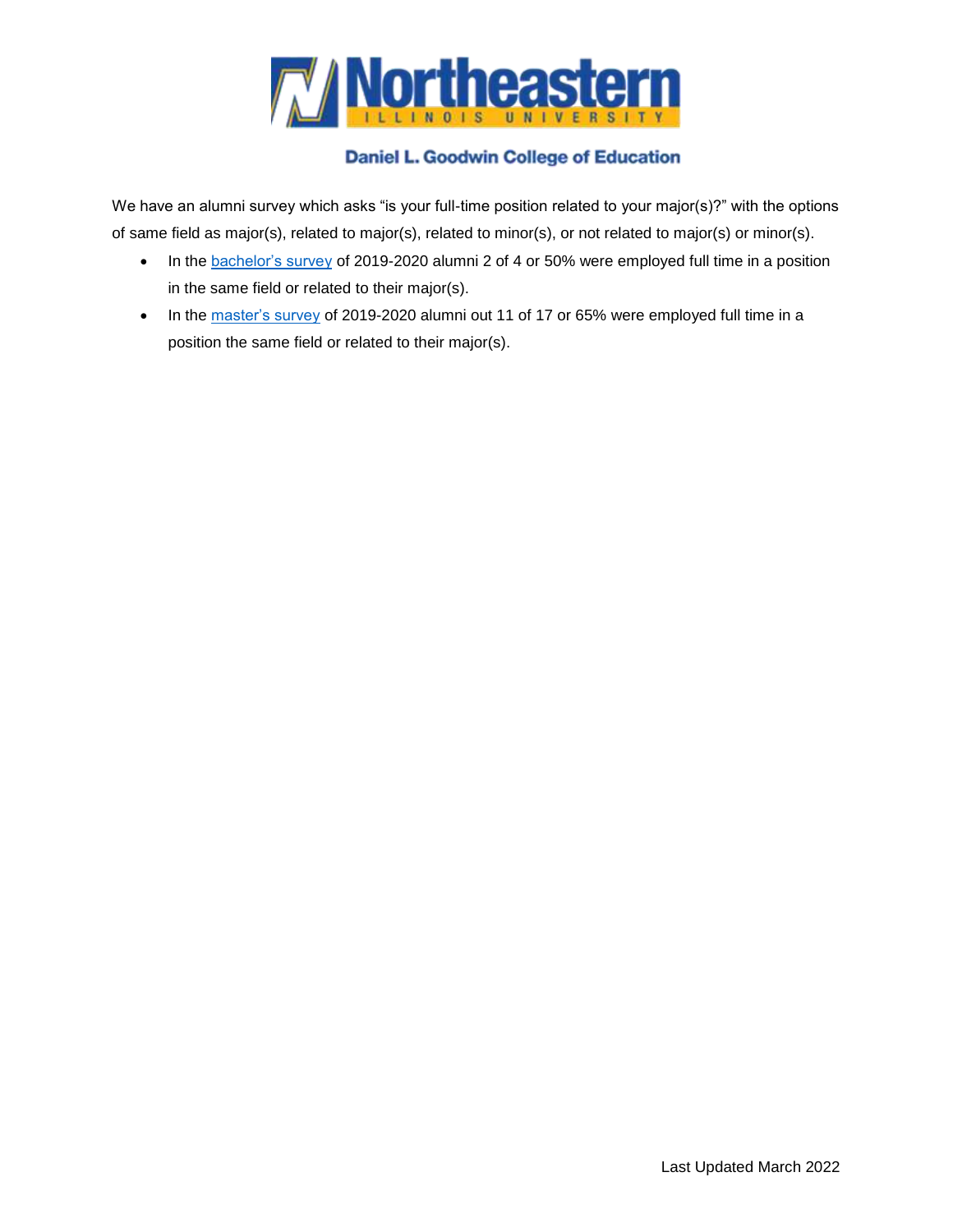# Northeastern Illinois University

## Daniel L. Goodwin College of Education

We have an alumni survey which asks “is your full-time position related to your major(s)?” with the options of same field as major(s), related to major(s), related to minor(s), or not related to major(s) or minor(s).

- In the bachelor’s survey of 2019-2020 alumni 2 of 4 or 50% were employed full time in a position in the same field or related to their major(s).
- In the master’s survey of 2019-2020 alumni out 11 of 17 or 65% were employed full time in a position the same field or related to their major(s).

Last Updated March 2022